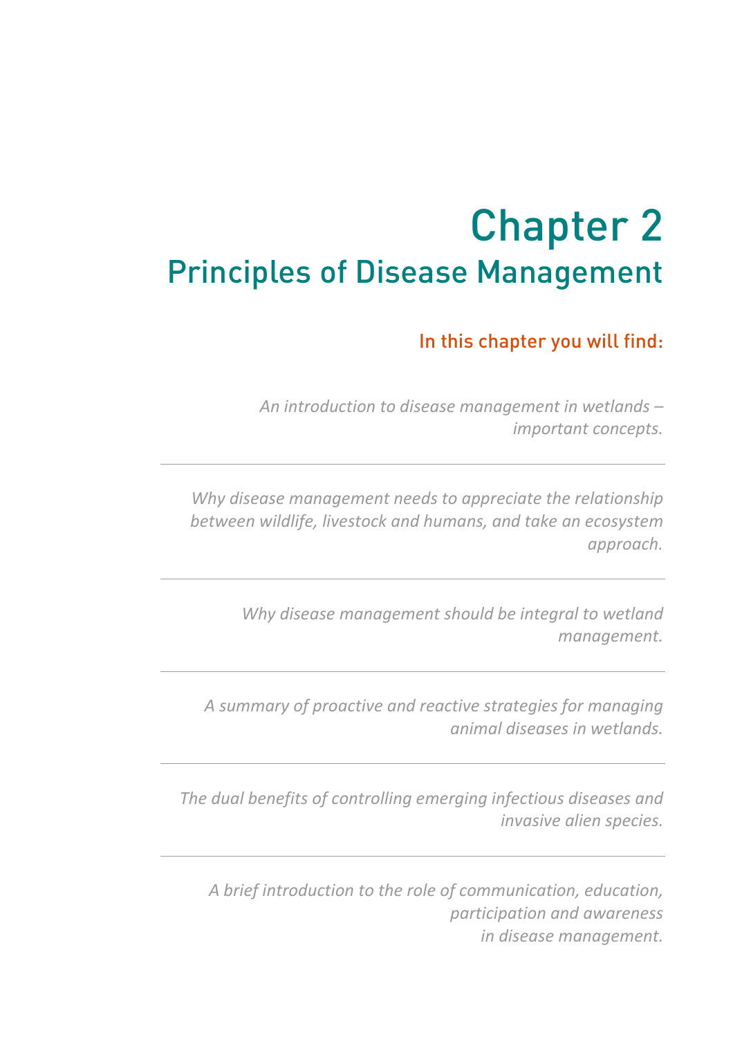# Chapter 2
## Principles of Disease Management

### In this chapter you will find:

*An introduction to disease management in wetlands – important concepts.*

---

*Why disease management needs to appreciate the relationship between wildlife, livestock and humans, and take an ecosystem approach.*

---

*Why disease management should be integral to wetland management.*

---

*A summary of proactive and reactive strategies for managing animal diseases in wetlands.*

---

*The dual benefits of controlling emerging infectious diseases and invasive alien species.*

---

*A brief introduction to the role of communication, education, participation and awareness in disease management.*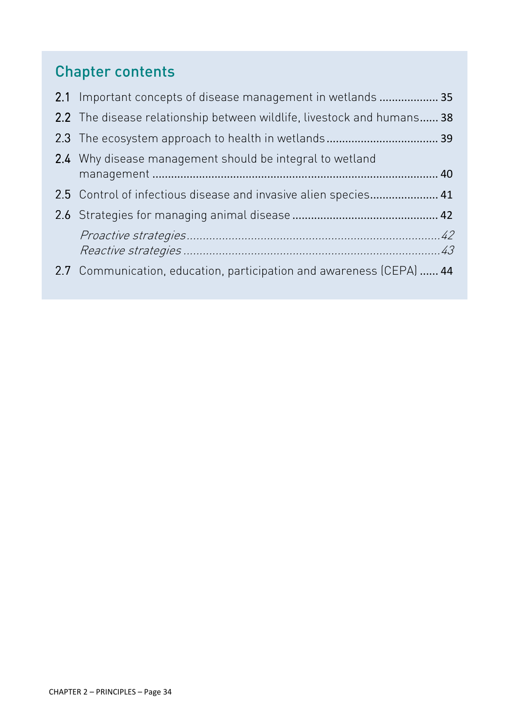## Chapter contents

2.1 Important concepts of disease management in wetlands .................. 35

2.2 The disease relationship between wildlife, livestock and humans...... 38

2.3 The ecosystem approach to health in wetlands.................................. 39

2.4 Why disease management should be integral to wetland management .......................................................................................... 40

2.5 Control of infectious disease and invasive alien species...................... 41

2.6 Strategies for managing animal disease .............................................. 42

*Proactive strategies...............................................................................42*

*Reactive strategies ...............................................................................43*

2.7 Communication, education, participation and awareness (CEPA) ...... 44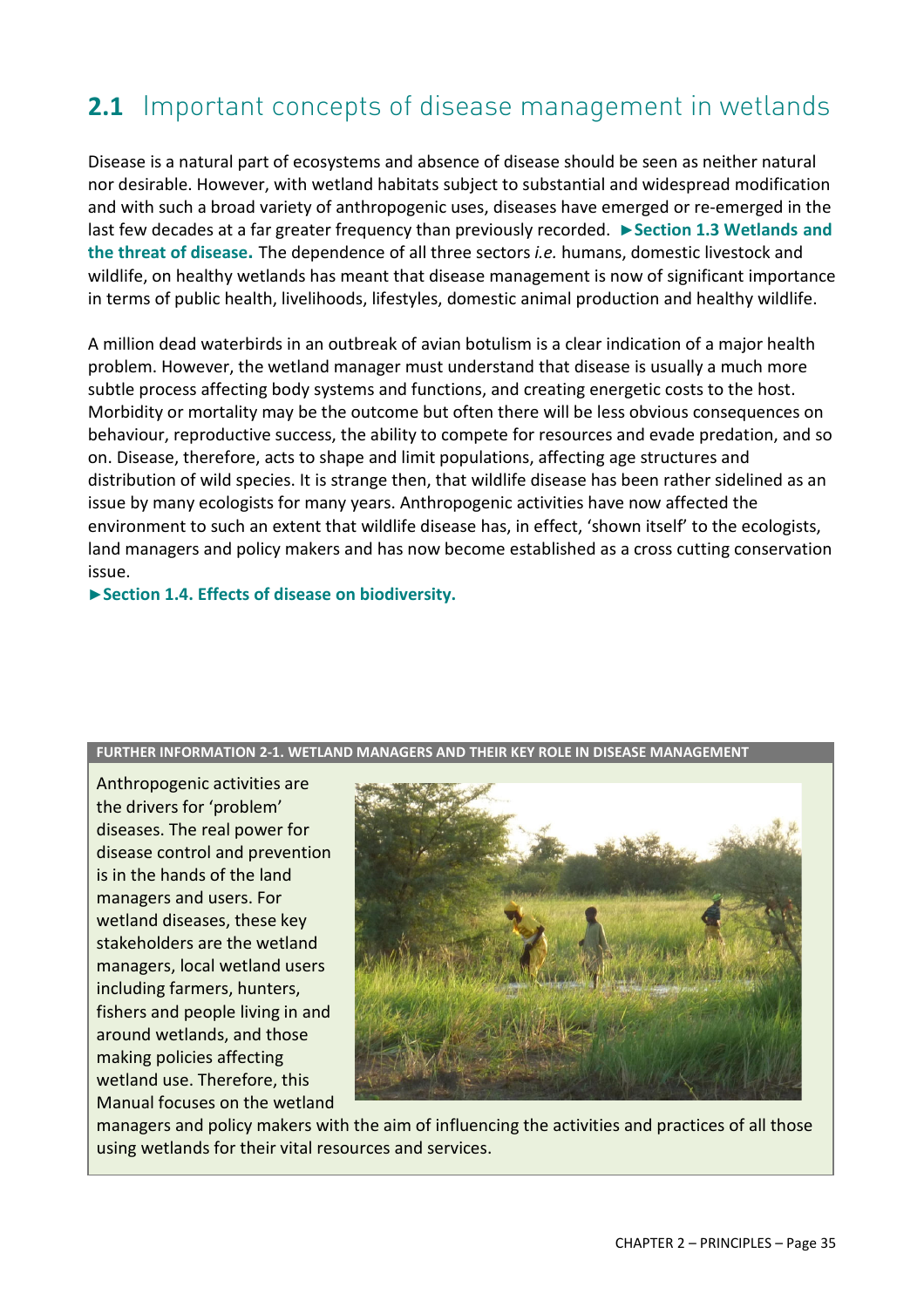## 2.1 Important concepts of disease management in wetlands

Disease is a natural part of ecosystems and absence of disease should be seen as neither natural nor desirable. However, with wetland habitats subject to substantial and widespread modification and with such a broad variety of anthropogenic uses, diseases have emerged or re-emerged in the last few decades at a far greater frequency than previously recorded. **►Section 1.3 Wetlands and the threat of disease.** The dependence of all three sectors *i.e.* humans, domestic livestock and wildlife, on healthy wetlands has meant that disease management is now of significant importance in terms of public health, livelihoods, lifestyles, domestic animal production and healthy wildlife.

A million dead waterbirds in an outbreak of avian botulism is a clear indication of a major health problem. However, the wetland manager must understand that disease is usually a much more subtle process affecting body systems and functions, and creating energetic costs to the host. Morbidity or mortality may be the outcome but often there will be less obvious consequences on behaviour, reproductive success, the ability to compete for resources and evade predation, and so on. Disease, therefore, acts to shape and limit populations, affecting age structures and distribution of wild species. It is strange then, that wildlife disease has been rather sidelined as an issue by many ecologists for many years. Anthropogenic activities have now affected the environment to such an extent that wildlife disease has, in effect, 'shown itself' to the ecologists, land managers and policy makers and has now become established as a cross cutting conservation issue.

**►Section 1.4. Effects of disease on biodiversity.**

**FURTHER INFORMATION 2-1. WETLAND MANAGERS AND THEIR KEY ROLE IN DISEASE MANAGEMENT**

Anthropogenic activities are the drivers for 'problem' diseases. The real power for disease control and prevention is in the hands of the land managers and users. For wetland diseases, these key stakeholders are the wetland managers, local wetland users including farmers, hunters, fishers and people living in and around wetlands, and those making policies affecting wetland use. Therefore, this Manual focuses on the wetland managers and policy makers with the aim of influencing the activities and practices of all those using wetlands for their vital resources and services.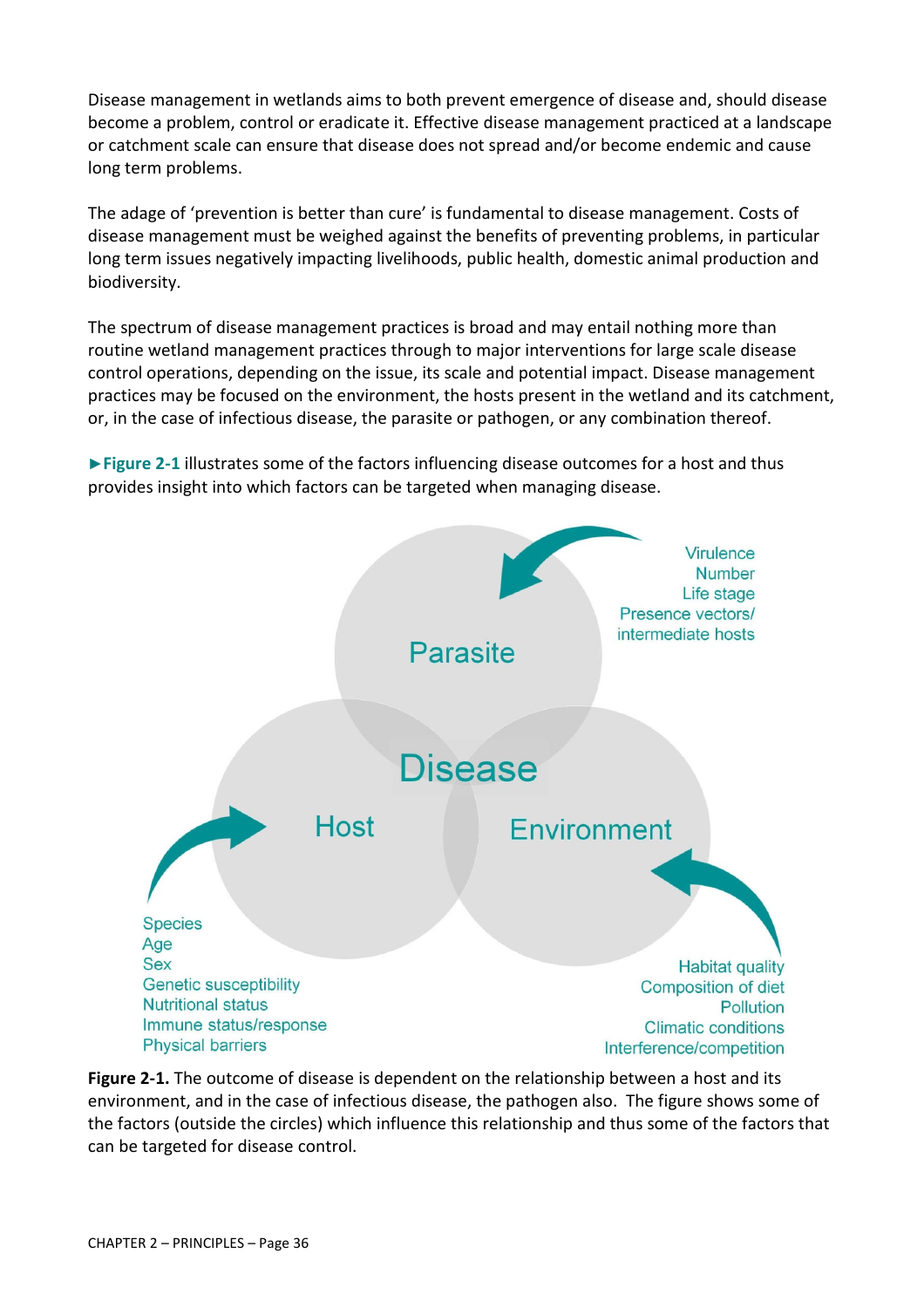Disease management in wetlands aims to both prevent emergence of disease and, should disease become a problem, control or eradicate it. Effective disease management practiced at a landscape or catchment scale can ensure that disease does not spread and/or become endemic and cause long term problems.

The adage of 'prevention is better than cure' is fundamental to disease management. Costs of disease management must be weighed against the benefits of preventing problems, in particular long term issues negatively impacting livelihoods, public health, domestic animal production and biodiversity.

The spectrum of disease management practices is broad and may entail nothing more than routine wetland management practices through to major interventions for large scale disease control operations, depending on the issue, its scale and potential impact. Disease management practices may be focused on the environment, the hosts present in the wetland and its catchment, or, in the case of infectious disease, the parasite or pathogen, or any combination thereof.

►**Figure 2-1** illustrates some of the factors influencing disease outcomes for a host and thus provides insight into which factors can be targeted when managing disease.

Parasite: Virulence, Number, Life stage, Presence vectors/ intermediate hosts

Host: Species, Age, Sex, Genetic susceptibility, Nutritional status, Immune status/response, Physical barriers

Environment: Habitat quality, Composition of diet, Pollution, Climatic conditions, Interference/competition

Disease

**Figure 2-1.** The outcome of disease is dependent on the relationship between a host and its environment, and in the case of infectious disease, the pathogen also. The figure shows some of the factors (outside the circles) which influence this relationship and thus some of the factors that can be targeted for disease control.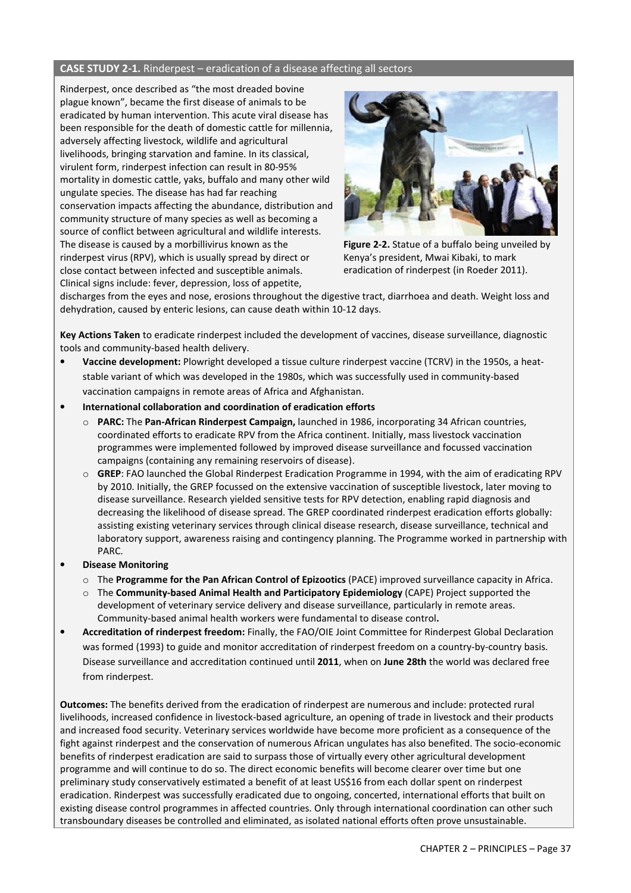## CASE STUDY 2-1. Rinderpest – eradication of a disease affecting all sectors

Rinderpest, once described as "the most dreaded bovine plague known", became the first disease of animals to be eradicated by human intervention. This acute viral disease has been responsible for the death of domestic cattle for millennia, adversely affecting livestock, wildlife and agricultural livelihoods, bringing starvation and famine. In its classical, virulent form, rinderpest infection can result in 80-95% mortality in domestic cattle, yaks, buffalo and many other wild ungulate species. The disease has had far reaching conservation impacts affecting the abundance, distribution and community structure of many species as well as becoming a source of conflict between agricultural and wildlife interests. The disease is caused by a morbillivirus known as the rinderpest virus (RPV), which is usually spread by direct or close contact between infected and susceptible animals. Clinical signs include: fever, depression, loss of appetite, discharges from the eyes and nose, erosions throughout the digestive tract, diarrhoea and death. Weight loss and dehydration, caused by enteric lesions, can cause death within 10-12 days.

**Figure 2-2.** Statue of a buffalo being unveiled by Kenya's president, Mwai Kibaki, to mark eradication of rinderpest (in Roeder 2011).

**Key Actions Taken** to eradicate rinderpest included the development of vaccines, disease surveillance, diagnostic tools and community-based health delivery.

- **Vaccine development:** Plowright developed a tissue culture rinderpest vaccine (TCRV) in the 1950s, a heat-stable variant of which was developed in the 1980s, which was successfully used in community-based vaccination campaigns in remote areas of Africa and Afghanistan.
- **International collaboration and coordination of eradication efforts**
  - **PARC:** The **Pan-African Rinderpest Campaign,** launched in 1986, incorporating 34 African countries, coordinated efforts to eradicate RPV from the Africa continent. Initially, mass livestock vaccination programmes were implemented followed by improved disease surveillance and focussed vaccination campaigns (containing any remaining reservoirs of disease).
  - **GREP**: FAO launched the Global Rinderpest Eradication Programme in 1994, with the aim of eradicating RPV by 2010. Initially, the GREP focussed on the extensive vaccination of susceptible livestock, later moving to disease surveillance. Research yielded sensitive tests for RPV detection, enabling rapid diagnosis and decreasing the likelihood of disease spread. The GREP coordinated rinderpest eradication efforts globally: assisting existing veterinary services through clinical disease research, disease surveillance, technical and laboratory support, awareness raising and contingency planning. The Programme worked in partnership with PARC.
- **Disease Monitoring**
  - The **Programme for the Pan African Control of Epizootics** (PACE) improved surveillance capacity in Africa.
  - The **Community-based Animal Health and Participatory Epidemiology** (CAPE) Project supported the development of veterinary service delivery and disease surveillance, particularly in remote areas. Community-based animal health workers were fundamental to disease control.
- **Accreditation of rinderpest freedom:** Finally, the FAO/OIE Joint Committee for Rinderpest Global Declaration was formed (1993) to guide and monitor accreditation of rinderpest freedom on a country-by-country basis. Disease surveillance and accreditation continued until **2011**, when on **June 28th** the world was declared free from rinderpest.

**Outcomes:** The benefits derived from the eradication of rinderpest are numerous and include: protected rural livelihoods, increased confidence in livestock-based agriculture, an opening of trade in livestock and their products and increased food security. Veterinary services worldwide have become more proficient as a consequence of the fight against rinderpest and the conservation of numerous African ungulates has also benefited. The socio-economic benefits of rinderpest eradication are said to surpass those of virtually every other agricultural development programme and will continue to do so. The direct economic benefits will become clearer over time but one preliminary study conservatively estimated a benefit of at least US$16 from each dollar spent on rinderpest eradication. Rinderpest was successfully eradicated due to ongoing, concerted, international efforts that built on existing disease control programmes in affected countries. Only through international coordination can other such transboundary diseases be controlled and eliminated, as isolated national efforts often prove unsustainable.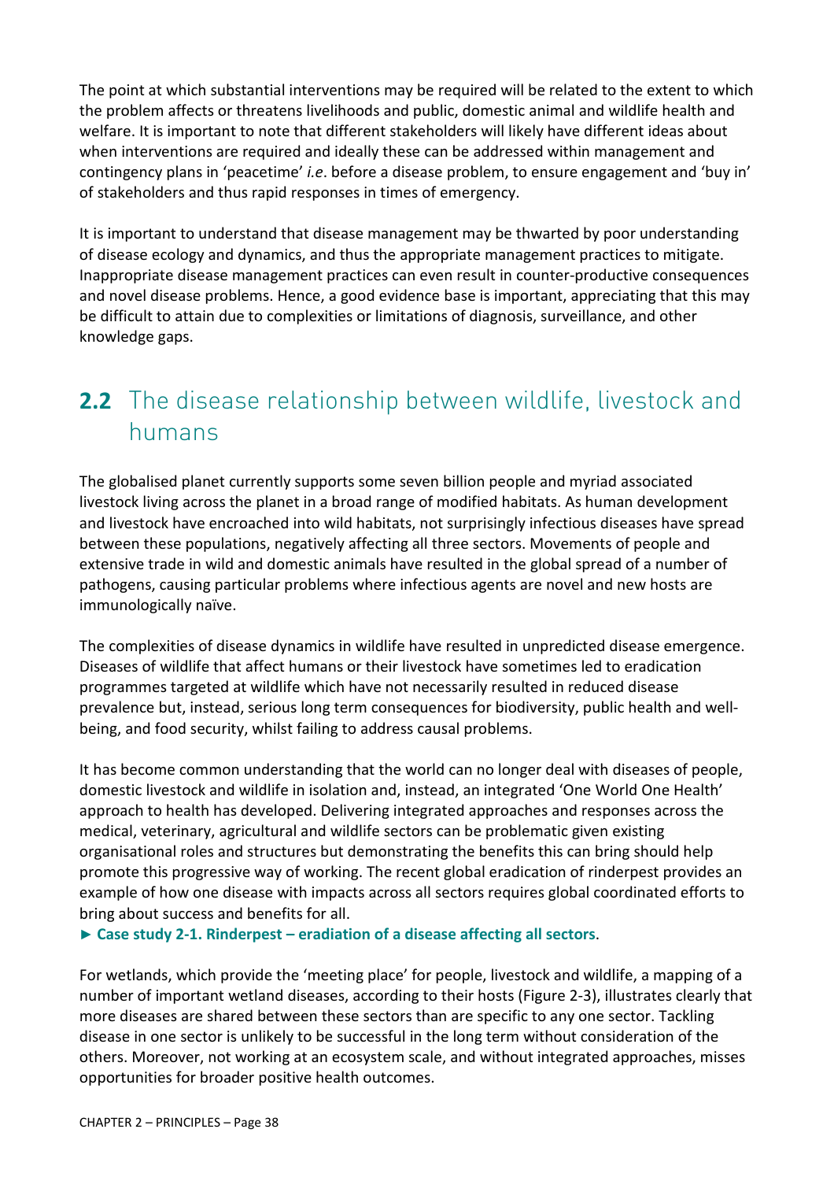The point at which substantial interventions may be required will be related to the extent to which the problem affects or threatens livelihoods and public, domestic animal and wildlife health and welfare. It is important to note that different stakeholders will likely have different ideas about when interventions are required and ideally these can be addressed within management and contingency plans in 'peacetime' *i.e*. before a disease problem, to ensure engagement and 'buy in' of stakeholders and thus rapid responses in times of emergency.

It is important to understand that disease management may be thwarted by poor understanding of disease ecology and dynamics, and thus the appropriate management practices to mitigate. Inappropriate disease management practices can even result in counter-productive consequences and novel disease problems. Hence, a good evidence base is important, appreciating that this may be difficult to attain due to complexities or limitations of diagnosis, surveillance, and other knowledge gaps.

## **2.2** The disease relationship between wildlife, livestock and humans

The globalised planet currently supports some seven billion people and myriad associated livestock living across the planet in a broad range of modified habitats. As human development and livestock have encroached into wild habitats, not surprisingly infectious diseases have spread between these populations, negatively affecting all three sectors. Movements of people and extensive trade in wild and domestic animals have resulted in the global spread of a number of pathogens, causing particular problems where infectious agents are novel and new hosts are immunologically naïve.

The complexities of disease dynamics in wildlife have resulted in unpredicted disease emergence. Diseases of wildlife that affect humans or their livestock have sometimes led to eradication programmes targeted at wildlife which have not necessarily resulted in reduced disease prevalence but, instead, serious long term consequences for biodiversity, public health and well-being, and food security, whilst failing to address causal problems.

It has become common understanding that the world can no longer deal with diseases of people, domestic livestock and wildlife in isolation and, instead, an integrated 'One World One Health' approach to health has developed. Delivering integrated approaches and responses across the medical, veterinary, agricultural and wildlife sectors can be problematic given existing organisational roles and structures but demonstrating the benefits this can bring should help promote this progressive way of working. The recent global eradication of rinderpest provides an example of how one disease with impacts across all sectors requires global coordinated efforts to bring about success and benefits for all.

► **Case study 2-1. Rinderpest – eradiation of a disease affecting all sectors**.

For wetlands, which provide the 'meeting place' for people, livestock and wildlife, a mapping of a number of important wetland diseases, according to their hosts (Figure 2-3), illustrates clearly that more diseases are shared between these sectors than are specific to any one sector. Tackling disease in one sector is unlikely to be successful in the long term without consideration of the others. Moreover, not working at an ecosystem scale, and without integrated approaches, misses opportunities for broader positive health outcomes.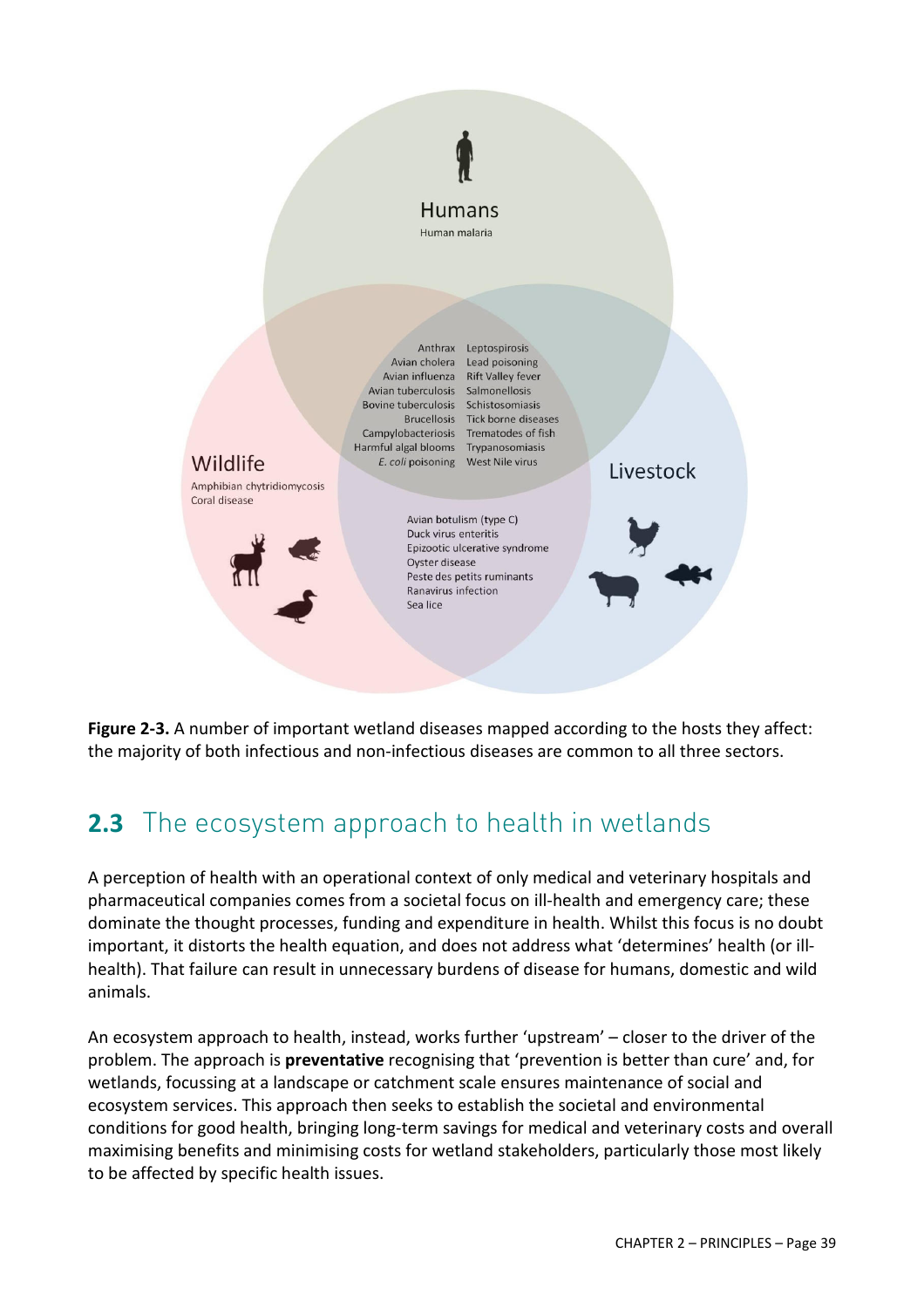**Humans**

Human malaria

**Wildlife**

Amphibian chytridiomycosis
Coral disease

**Livestock**

**Humans, Wildlife and Livestock:**

Anthrax
Avian cholera
Avian influenza
Avian tuberculosis
Bovine tuberculosis
Brucellosis
Campylobacteriosis
Harmful algal blooms
*E. coli* poisoning
Leptospirosis
Lead poisoning
Rift Valley fever
Salmonellosis
Schistosomiasis
Tick borne diseases
Trematodes of fish
Trypanosomiasis
West Nile virus

**Wildlife and Livestock:**

Avian botulism (type C)
Duck virus enteritis
Epizootic ulcerative syndrome
Oyster disease
Peste des petits ruminants
Ranavirus infection
Sea lice

**Figure 2-3.** A number of important wetland diseases mapped according to the hosts they affect: the majority of both infectious and non-infectious diseases are common to all three sectors.

## 2.3 The ecosystem approach to health in wetlands

A perception of health with an operational context of only medical and veterinary hospitals and pharmaceutical companies comes from a societal focus on ill-health and emergency care; these dominate the thought processes, funding and expenditure in health. Whilst this focus is no doubt important, it distorts the health equation, and does not address what 'determines' health (or ill-health). That failure can result in unnecessary burdens of disease for humans, domestic and wild animals.

An ecosystem approach to health, instead, works further 'upstream' – closer to the driver of the problem. The approach is **preventative** recognising that 'prevention is better than cure' and, for wetlands, focussing at a landscape or catchment scale ensures maintenance of social and ecosystem services. This approach then seeks to establish the societal and environmental conditions for good health, bringing long-term savings for medical and veterinary costs and overall maximising benefits and minimising costs for wetland stakeholders, particularly those most likely to be affected by specific health issues.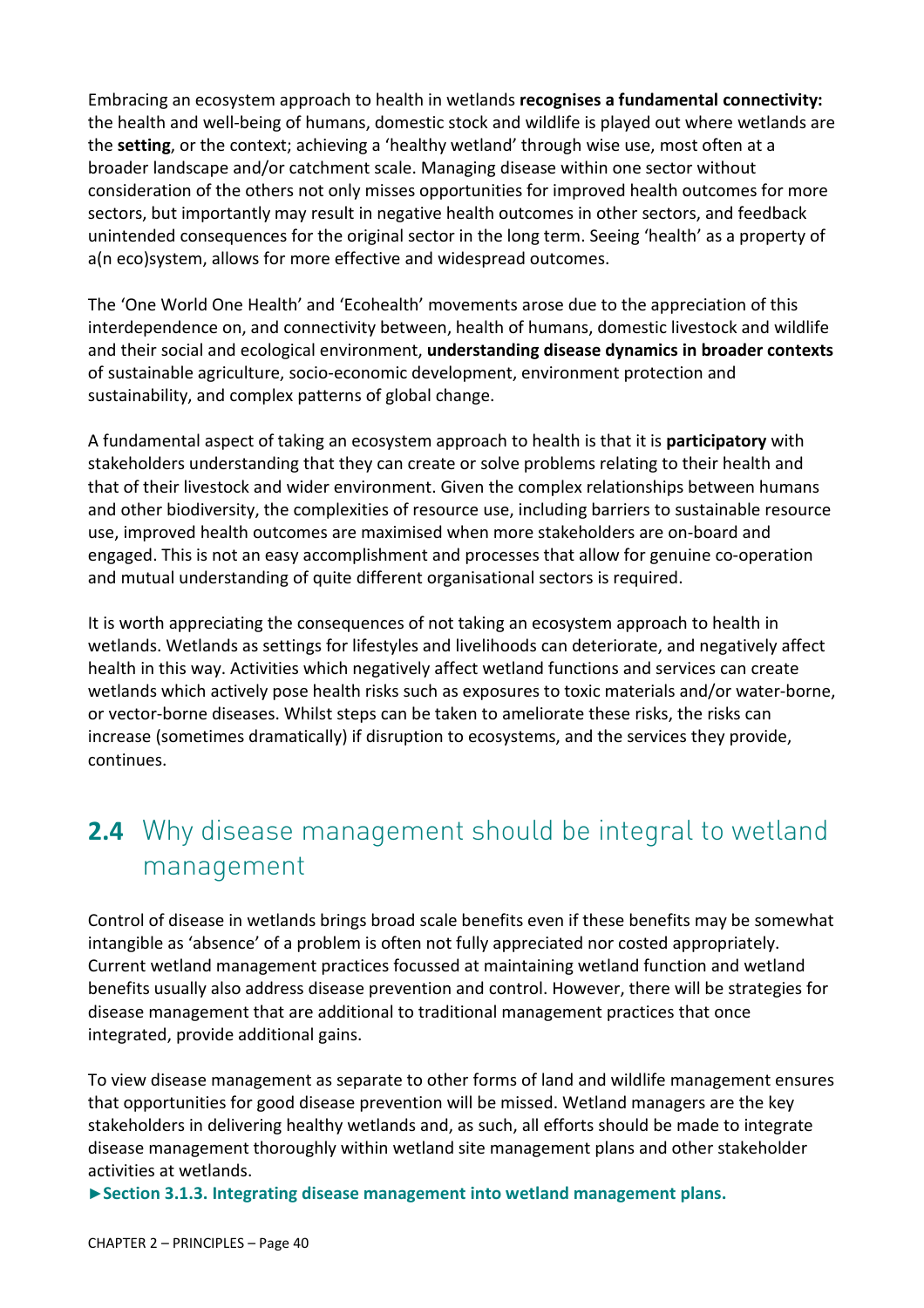Embracing an ecosystem approach to health in wetlands **recognises a fundamental connectivity:** the health and well-being of humans, domestic stock and wildlife is played out where wetlands are the **setting**, or the context; achieving a 'healthy wetland' through wise use, most often at a broader landscape and/or catchment scale. Managing disease within one sector without consideration of the others not only misses opportunities for improved health outcomes for more sectors, but importantly may result in negative health outcomes in other sectors, and feedback unintended consequences for the original sector in the long term. Seeing 'health' as a property of a(n eco)system, allows for more effective and widespread outcomes.

The 'One World One Health' and 'Ecohealth' movements arose due to the appreciation of this interdependence on, and connectivity between, health of humans, domestic livestock and wildlife and their social and ecological environment, **understanding disease dynamics in broader contexts** of sustainable agriculture, socio-economic development, environment protection and sustainability, and complex patterns of global change.

A fundamental aspect of taking an ecosystem approach to health is that it is **participatory** with stakeholders understanding that they can create or solve problems relating to their health and that of their livestock and wider environment. Given the complex relationships between humans and other biodiversity, the complexities of resource use, including barriers to sustainable resource use, improved health outcomes are maximised when more stakeholders are on-board and engaged. This is not an easy accomplishment and processes that allow for genuine co-operation and mutual understanding of quite different organisational sectors is required.

It is worth appreciating the consequences of not taking an ecosystem approach to health in wetlands. Wetlands as settings for lifestyles and livelihoods can deteriorate, and negatively affect health in this way. Activities which negatively affect wetland functions and services can create wetlands which actively pose health risks such as exposures to toxic materials and/or water-borne, or vector-borne diseases. Whilst steps can be taken to ameliorate these risks, the risks can increase (sometimes dramatically) if disruption to ecosystems, and the services they provide, continues.

## **2.4** Why disease management should be integral to wetland management

Control of disease in wetlands brings broad scale benefits even if these benefits may be somewhat intangible as 'absence' of a problem is often not fully appreciated nor costed appropriately. Current wetland management practices focussed at maintaining wetland function and wetland benefits usually also address disease prevention and control. However, there will be strategies for disease management that are additional to traditional management practices that once integrated, provide additional gains.

To view disease management as separate to other forms of land and wildlife management ensures that opportunities for good disease prevention will be missed. Wetland managers are the key stakeholders in delivering healthy wetlands and, as such, all efforts should be made to integrate disease management thoroughly within wetland site management plans and other stakeholder activities at wetlands.

**►Section 3.1.3. Integrating disease management into wetland management plans.**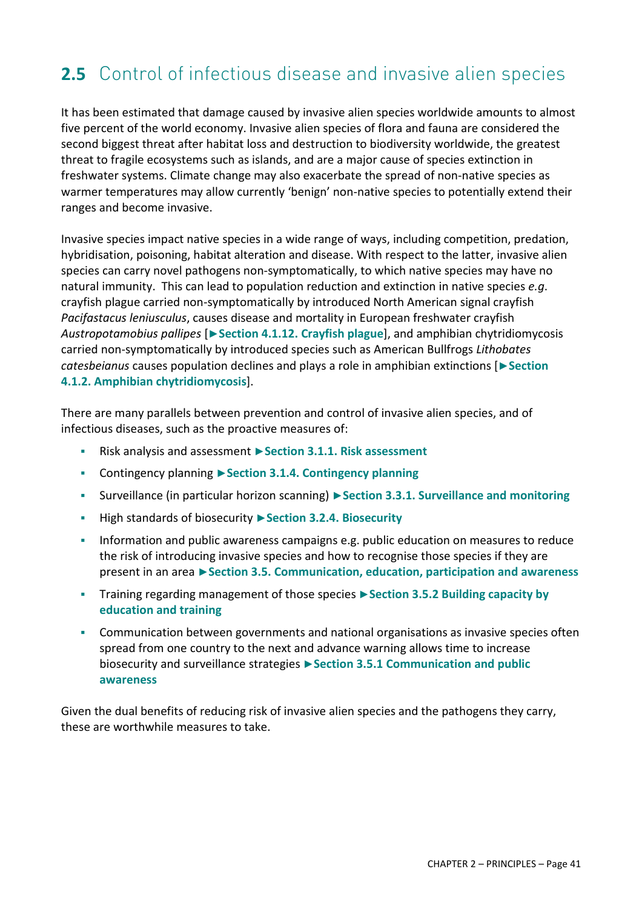## 2.5 Control of infectious disease and invasive alien species

It has been estimated that damage caused by invasive alien species worldwide amounts to almost five percent of the world economy. Invasive alien species of flora and fauna are considered the second biggest threat after habitat loss and destruction to biodiversity worldwide, the greatest threat to fragile ecosystems such as islands, and are a major cause of species extinction in freshwater systems. Climate change may also exacerbate the spread of non-native species as warmer temperatures may allow currently 'benign' non-native species to potentially extend their ranges and become invasive.

Invasive species impact native species in a wide range of ways, including competition, predation, hybridisation, poisoning, habitat alteration and disease. With respect to the latter, invasive alien species can carry novel pathogens non-symptomatically, to which native species may have no natural immunity. This can lead to population reduction and extinction in native species *e.g*. crayfish plague carried non-symptomatically by introduced North American signal crayfish *Pacifastacus leniusculus*, causes disease and mortality in European freshwater crayfish *Austropotamobius pallipes* [**►Section 4.1.12. Crayfish plague**], and amphibian chytridiomycosis carried non-symptomatically by introduced species such as American Bullfrogs *Lithobates catesbeianus* causes population declines and plays a role in amphibian extinctions [**►Section 4.1.2. Amphibian chytridiomycosis**].

There are many parallels between prevention and control of invasive alien species, and of infectious diseases, such as the proactive measures of:

- Risk analysis and assessment **►Section 3.1.1. Risk assessment**
- Contingency planning **►Section 3.1.4. Contingency planning**
- Surveillance (in particular horizon scanning) **►Section 3.3.1. Surveillance and monitoring**
- High standards of biosecurity **►Section 3.2.4. Biosecurity**
- Information and public awareness campaigns e.g. public education on measures to reduce the risk of introducing invasive species and how to recognise those species if they are present in an area **►Section 3.5. Communication, education, participation and awareness**
- Training regarding management of those species **►Section 3.5.2 Building capacity by education and training**
- Communication between governments and national organisations as invasive species often spread from one country to the next and advance warning allows time to increase biosecurity and surveillance strategies **►Section 3.5.1 Communication and public awareness**

Given the dual benefits of reducing risk of invasive alien species and the pathogens they carry, these are worthwhile measures to take.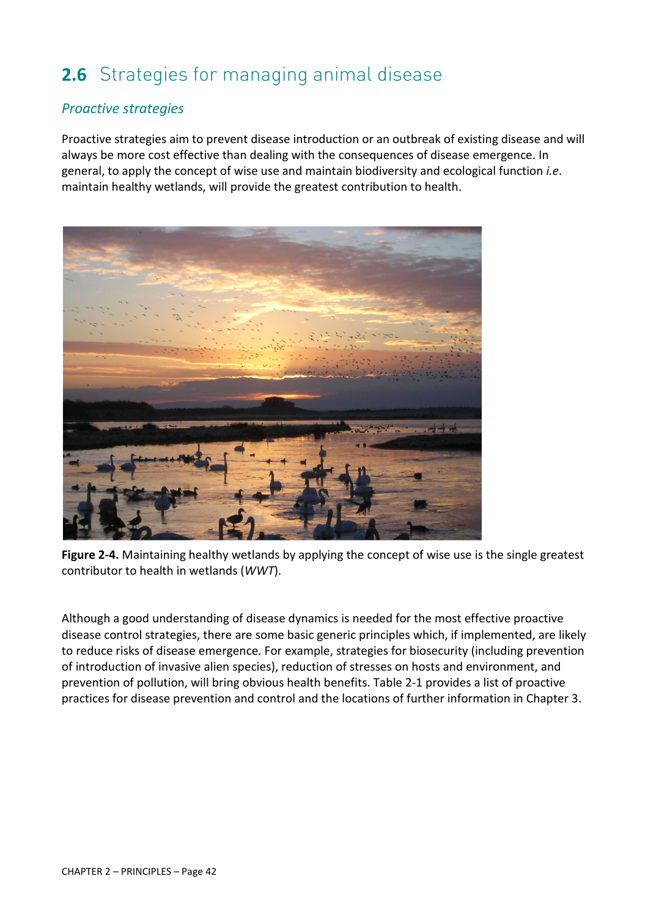## 2.6 Strategies for managing animal disease

### *Proactive strategies*

Proactive strategies aim to prevent disease introduction or an outbreak of existing disease and will always be more cost effective than dealing with the consequences of disease emergence. In general, to apply the concept of wise use and maintain biodiversity and ecological function *i.e*. maintain healthy wetlands, will provide the greatest contribution to health.

**Figure 2-4.** Maintaining healthy wetlands by applying the concept of wise use is the single greatest contributor to health in wetlands (*WWT*).

Although a good understanding of disease dynamics is needed for the most effective proactive disease control strategies, there are some basic generic principles which, if implemented, are likely to reduce risks of disease emergence. For example, strategies for biosecurity (including prevention of introduction of invasive alien species), reduction of stresses on hosts and environment, and prevention of pollution, will bring obvious health benefits. Table 2-1 provides a list of proactive practices for disease prevention and control and the locations of further information in Chapter 3.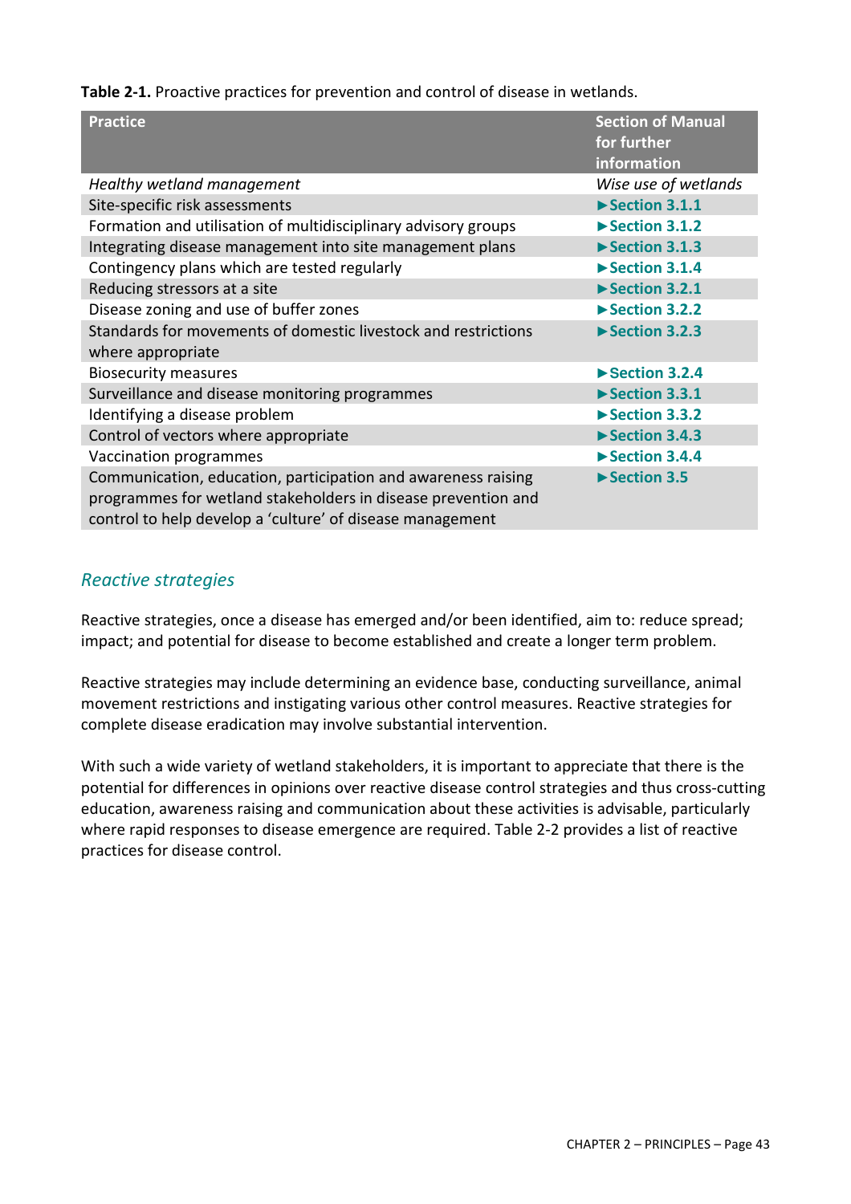**Table 2-1.** Proactive practices for prevention and control of disease in wetlands.

| Practice | Section of Manual for further information |
|---|---|
| *Healthy wetland management* | *Wise use of wetlands* |
| Site-specific risk assessments | ►Section 3.1.1 |
| Formation and utilisation of multidisciplinary advisory groups | ►Section 3.1.2 |
| Integrating disease management into site management plans | ►Section 3.1.3 |
| Contingency plans which are tested regularly | ►Section 3.1.4 |
| Reducing stressors at a site | ►Section 3.2.1 |
| Disease zoning and use of buffer zones | ►Section 3.2.2 |
| Standards for movements of domestic livestock and restrictions where appropriate | ►Section 3.2.3 |
| Biosecurity measures | ►Section 3.2.4 |
| Surveillance and disease monitoring programmes | ►Section 3.3.1 |
| Identifying a disease problem | ►Section 3.3.2 |
| Control of vectors where appropriate | ►Section 3.4.3 |
| Vaccination programmes | ►Section 3.4.4 |
| Communication, education, participation and awareness raising programmes for wetland stakeholders in disease prevention and control to help develop a 'culture' of disease management | ►Section 3.5 |

### *Reactive strategies*

Reactive strategies, once a disease has emerged and/or been identified, aim to: reduce spread; impact; and potential for disease to become established and create a longer term problem.

Reactive strategies may include determining an evidence base, conducting surveillance, animal movement restrictions and instigating various other control measures. Reactive strategies for complete disease eradication may involve substantial intervention.

With such a wide variety of wetland stakeholders, it is important to appreciate that there is the potential for differences in opinions over reactive disease control strategies and thus cross-cutting education, awareness raising and communication about these activities is advisable, particularly where rapid responses to disease emergence are required. Table 2-2 provides a list of reactive practices for disease control.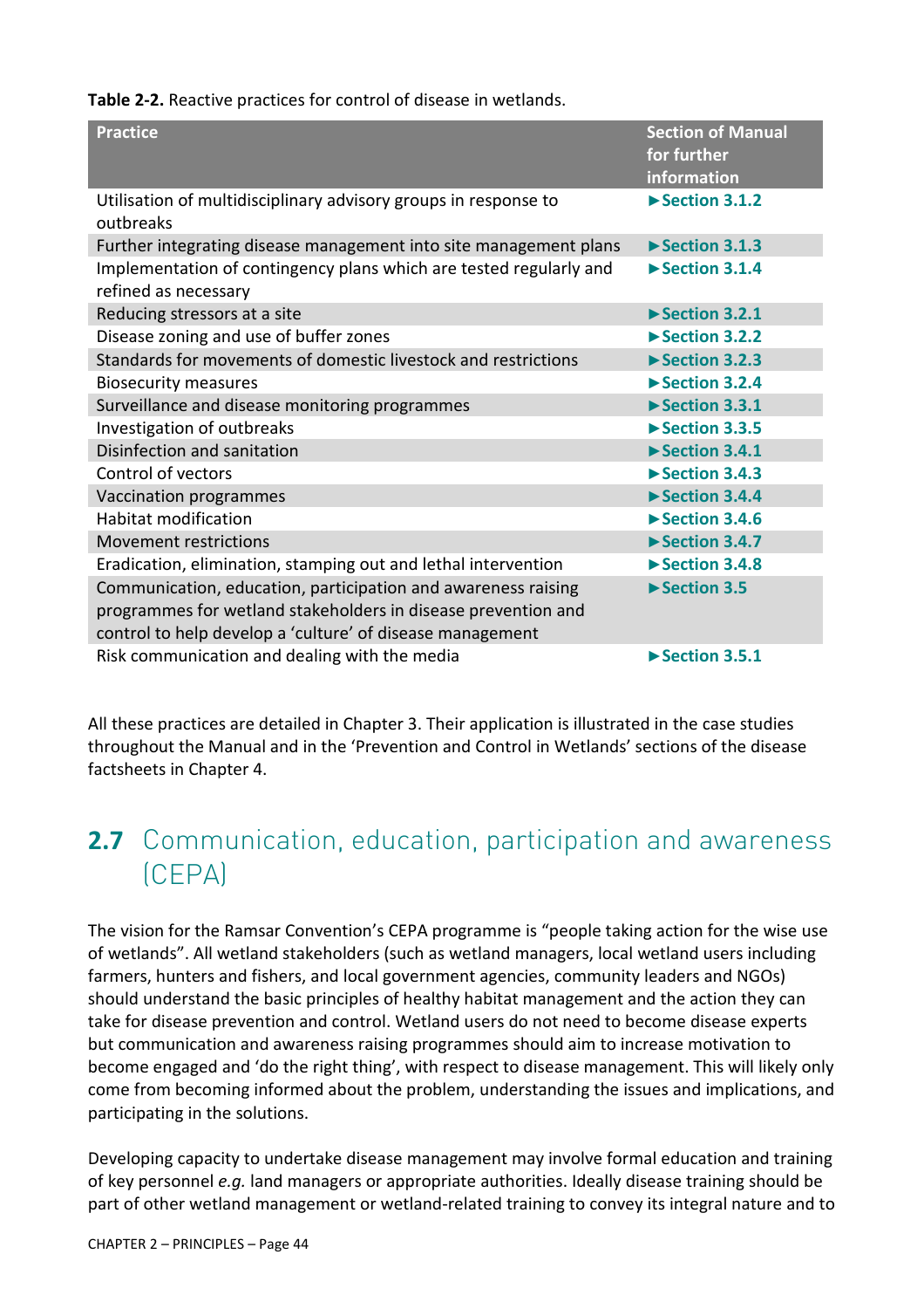**Table 2-2.** Reactive practices for control of disease in wetlands.

| Practice | Section of Manual for further information |
|---|---|
| Utilisation of multidisciplinary advisory groups in response to outbreaks | ►Section 3.1.2 |
| Further integrating disease management into site management plans | ►Section 3.1.3 |
| Implementation of contingency plans which are tested regularly and refined as necessary | ►Section 3.1.4 |
| Reducing stressors at a site | ►Section 3.2.1 |
| Disease zoning and use of buffer zones | ►Section 3.2.2 |
| Standards for movements of domestic livestock and restrictions | ►Section 3.2.3 |
| Biosecurity measures | ►Section 3.2.4 |
| Surveillance and disease monitoring programmes | ►Section 3.3.1 |
| Investigation of outbreaks | ►Section 3.3.5 |
| Disinfection and sanitation | ►Section 3.4.1 |
| Control of vectors | ►Section 3.4.3 |
| Vaccination programmes | ►Section 3.4.4 |
| Habitat modification | ►Section 3.4.6 |
| Movement restrictions | ►Section 3.4.7 |
| Eradication, elimination, stamping out and lethal intervention | ►Section 3.4.8 |
| Communication, education, participation and awareness raising programmes for wetland stakeholders in disease prevention and control to help develop a 'culture' of disease management | ►Section 3.5 |
| Risk communication and dealing with the media | ►Section 3.5.1 |

All these practices are detailed in Chapter 3. Their application is illustrated in the case studies throughout the Manual and in the 'Prevention and Control in Wetlands' sections of the disease factsheets in Chapter 4.

## 2.7 Communication, education, participation and awareness (CEPA)

The vision for the Ramsar Convention's CEPA programme is "people taking action for the wise use of wetlands". All wetland stakeholders (such as wetland managers, local wetland users including farmers, hunters and fishers, and local government agencies, community leaders and NGOs) should understand the basic principles of healthy habitat management and the action they can take for disease prevention and control. Wetland users do not need to become disease experts but communication and awareness raising programmes should aim to increase motivation to become engaged and 'do the right thing', with respect to disease management. This will likely only come from becoming informed about the problem, understanding the issues and implications, and participating in the solutions.

Developing capacity to undertake disease management may involve formal education and training of key personnel *e.g.* land managers or appropriate authorities. Ideally disease training should be part of other wetland management or wetland-related training to convey its integral nature and to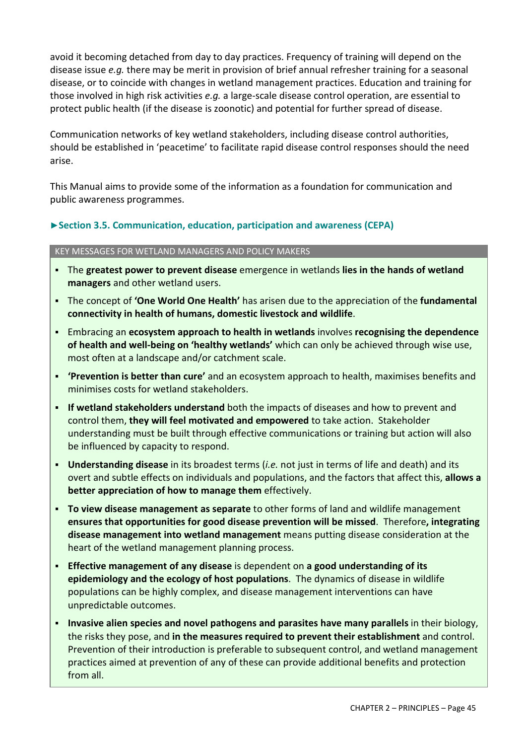avoid it becoming detached from day to day practices. Frequency of training will depend on the disease issue *e.g.* there may be merit in provision of brief annual refresher training for a seasonal disease, or to coincide with changes in wetland management practices. Education and training for those involved in high risk activities *e.g.* a large-scale disease control operation, are essential to protect public health (if the disease is zoonotic) and potential for further spread of disease.

Communication networks of key wetland stakeholders, including disease control authorities, should be established in 'peacetime' to facilitate rapid disease control responses should the need arise.

This Manual aims to provide some of the information as a foundation for communication and public awareness programmes.

**►Section 3.5. Communication, education, participation and awareness (CEPA)**

KEY MESSAGES FOR WETLAND MANAGERS AND POLICY MAKERS

- The **greatest power to prevent disease** emergence in wetlands **lies in the hands of wetland managers** and other wetland users.
- The concept of **'One World One Health'** has arisen due to the appreciation of the **fundamental connectivity in health of humans, domestic livestock and wildlife**.
- Embracing an **ecosystem approach to health in wetlands** involves **recognising the dependence of health and well-being on 'healthy wetlands'** which can only be achieved through wise use, most often at a landscape and/or catchment scale.
- **'Prevention is better than cure'** and an ecosystem approach to health, maximises benefits and minimises costs for wetland stakeholders.
- **If wetland stakeholders understand** both the impacts of diseases and how to prevent and control them, **they will feel motivated and empowered** to take action. Stakeholder understanding must be built through effective communications or training but action will also be influenced by capacity to respond.
- **Understanding disease** in its broadest terms (*i.e.* not just in terms of life and death) and its overt and subtle effects on individuals and populations, and the factors that affect this, **allows a better appreciation of how to manage them** effectively.
- **To view disease management as separate** to other forms of land and wildlife management **ensures that opportunities for good disease prevention will be missed**. Therefore**, integrating disease management into wetland management** means putting disease consideration at the heart of the wetland management planning process.
- **Effective management of any disease** is dependent on **a good understanding of its epidemiology and the ecology of host populations**. The dynamics of disease in wildlife populations can be highly complex, and disease management interventions can have unpredictable outcomes.
- **Invasive alien species and novel pathogens and parasites have many parallels** in their biology, the risks they pose, and **in the measures required to prevent their establishment** and control. Prevention of their introduction is preferable to subsequent control, and wetland management practices aimed at prevention of any of these can provide additional benefits and protection from all.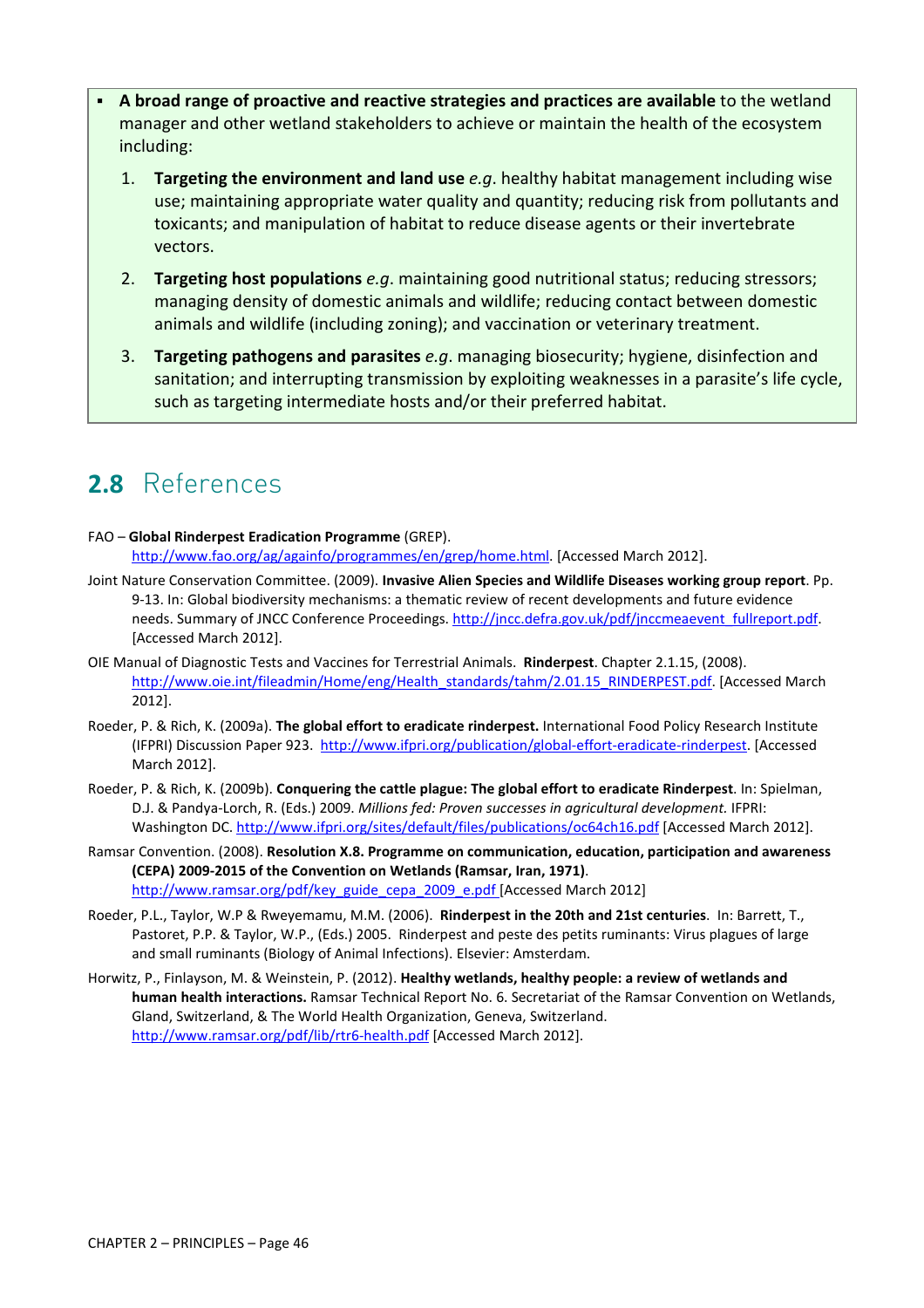- **A broad range of proactive and reactive strategies and practices are available** to the wetland manager and other wetland stakeholders to achieve or maintain the health of the ecosystem including:

    1. **Targeting the environment and land use** *e.g*. healthy habitat management including wise use; maintaining appropriate water quality and quantity; reducing risk from pollutants and toxicants; and manipulation of habitat to reduce disease agents or their invertebrate vectors.

    2. **Targeting host populations** *e.g*. maintaining good nutritional status; reducing stressors; managing density of domestic animals and wildlife; reducing contact between domestic animals and wildlife (including zoning); and vaccination or veterinary treatment.

    3. **Targeting pathogens and parasites** *e.g*. managing biosecurity; hygiene, disinfection and sanitation; and interrupting transmission by exploiting weaknesses in a parasite's life cycle, such as targeting intermediate hosts and/or their preferred habitat.

## 2.8 References

FAO – **Global Rinderpest Eradication Programme** (GREP). http://www.fao.org/ag/againfo/programmes/en/grep/home.html. [Accessed March 2012].

Joint Nature Conservation Committee. (2009). **Invasive Alien Species and Wildlife Diseases working group report**. Pp. 9-13. In: Global biodiversity mechanisms: a thematic review of recent developments and future evidence needs. Summary of JNCC Conference Proceedings. http://jncc.defra.gov.uk/pdf/jnccmeaevent_fullreport.pdf. [Accessed March 2012].

OIE Manual of Diagnostic Tests and Vaccines for Terrestrial Animals. **Rinderpest**. Chapter 2.1.15, (2008). http://www.oie.int/fileadmin/Home/eng/Health_standards/tahm/2.01.15_RINDERPEST.pdf. [Accessed March 2012].

Roeder, P. & Rich, K. (2009a). **The global effort to eradicate rinderpest.** International Food Policy Research Institute (IFPRI) Discussion Paper 923. http://www.ifpri.org/publication/global-effort-eradicate-rinderpest. [Accessed March 2012].

Roeder, P. & Rich, K. (2009b). **Conquering the cattle plague: The global effort to eradicate Rinderpest**. In: Spielman, D.J. & Pandya-Lorch, R. (Eds.) 2009. *Millions fed: Proven successes in agricultural development.* IFPRI: Washington DC. http://www.ifpri.org/sites/default/files/publications/oc64ch16.pdf [Accessed March 2012].

Ramsar Convention. (2008). **Resolution X.8. Programme on communication, education, participation and awareness (CEPA) 2009-2015 of the Convention on Wetlands (Ramsar, Iran, 1971)**. http://www.ramsar.org/pdf/key_guide_cepa_2009_e.pdf [Accessed March 2012]

Roeder, P.L., Taylor, W.P & Rweyemamu, M.M. (2006). **Rinderpest in the 20th and 21st centuries**. In: Barrett, T., Pastoret, P.P. & Taylor, W.P., (Eds.) 2005. Rinderpest and peste des petits ruminants: Virus plagues of large and small ruminants (Biology of Animal Infections). Elsevier: Amsterdam.

Horwitz, P., Finlayson, M. & Weinstein, P. (2012). **Healthy wetlands, healthy people: a review of wetlands and human health interactions.** Ramsar Technical Report No. 6. Secretariat of the Ramsar Convention on Wetlands, Gland, Switzerland, & The World Health Organization, Geneva, Switzerland. http://www.ramsar.org/pdf/lib/rtr6-health.pdf [Accessed March 2012].